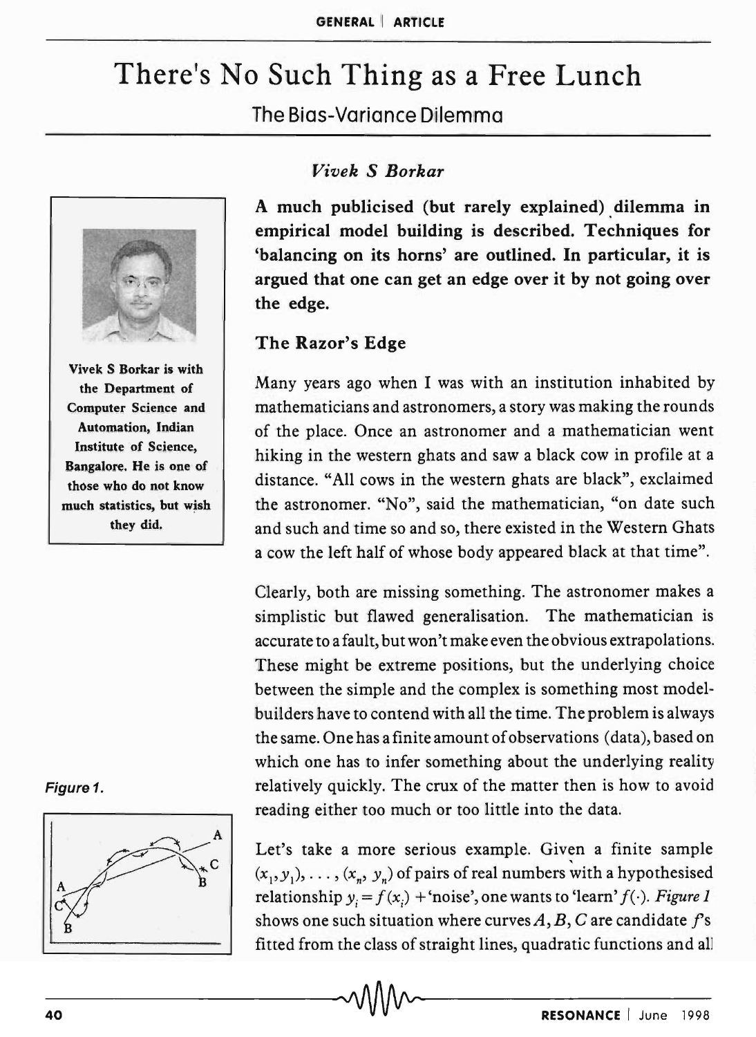# There's No Such Thing as a Free Lunch

## The Bias-Variance Dilemma

*Vivek S Borkar*

Vivek S Borkar is with the Department of Computer Science and Automation, Indian Institute of Science, Bangalore. He is one of those who do not know much statistics, but wish they did.

**A much publicised (but rarely explained) dilemma in empirical model building is described. Techniques for 'balancing on its horns' are outlined. In particular, it is argued that one can get an edge over it by not going over the edge.**

### The Razor's Edge

Many years ago when I was with an institution inhabited by mathematicians and astronomers, a story was making the rounds of the place. Once an astronomer and a mathematician went hiking in the western ghats and saw a black cow in profile at a distance. "All cows in the western ghats are black", exclaimed the astronomer. "No", said the mathematician, "on date such and such and time so and so, there existed in the Western Ghats a cow the left half of whose body appeared black at that time".

Clearly, both are missing something. The astronomer makes a simplistic but flawed generalisation. The mathematician is accurate to a fault, but won't make even the obvious extrapolations. These might be extreme positions, but the underlying choice between the simple and the complex is something most model-builders have to contend with all the time. The problem is always the same. One has a finite amount of observations (data), based on which one has to infer something about the underlying reality relatively quickly. The crux of the matter then is how to avoid reading either too much or too little into the data.

Figure 1.

Let's take a more serious example. Given a finite sample $(x_1, y_1), \ldots, (x_n, y_n)$ of pairs of real numbers with a hypothesised relationship $y_i = f(x_i)$ + 'noise', one wants to 'learn' $f(\cdot)$. *Figure 1* shows one such situation where curves $A, B, C$ are candidate $f$'s fitted from the class of straight lines, quadratic functions and all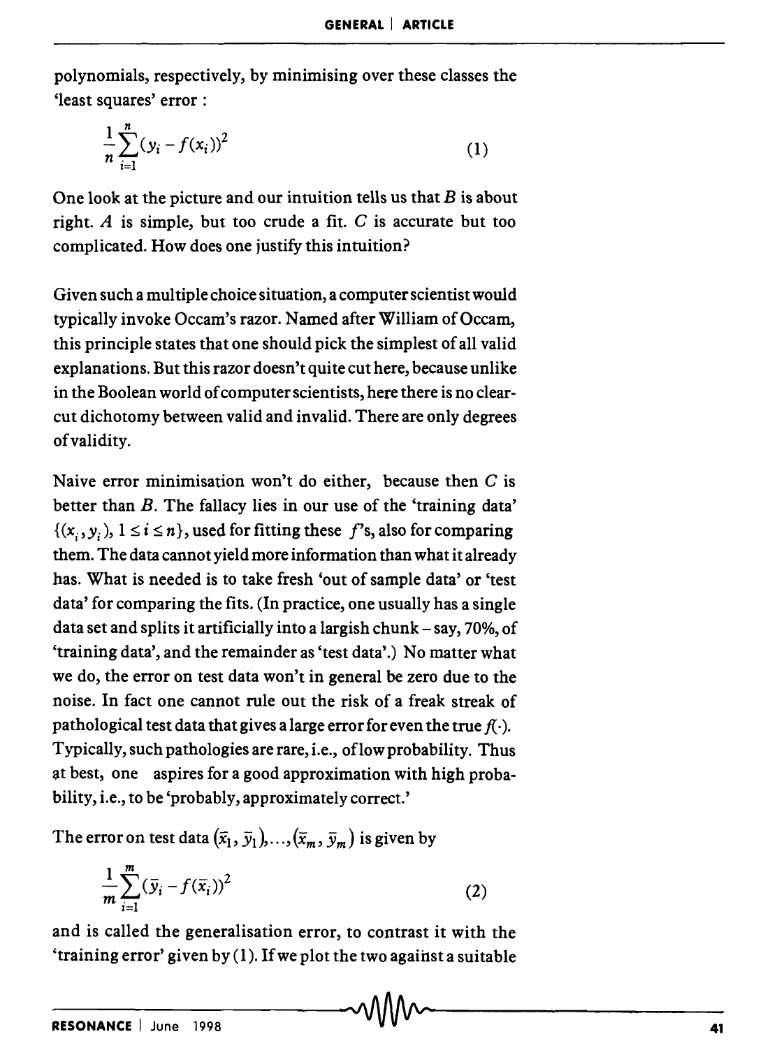polynomials, respectively, by minimising over these classes the 'least squares' error :

$$\frac{1}{n}\sum_{i=1}^{n}(y_i - f(x_i))^2 \tag{1}$$

One look at the picture and our intuition tells us that $B$ is about right. $A$ is simple, but too crude a fit. $C$ is accurate but too complicated. How does one justify this intuition?

Given such a multiple choice situation, a computer scientist would typically invoke Occam's razor. Named after William of Occam, this principle states that one should pick the simplest of all valid explanations. But this razor doesn't quite cut here, because unlike in the Boolean world of computer scientists, here there is no clear-cut dichotomy between valid and invalid. There are only degrees of validity.

Naive error minimisation won't do either, because then $C$ is better than $B$. The fallacy lies in our use of the 'training data' $\{(x_i, y_i), 1 \le i \le n\}$, used for fitting these $f$'s, also for comparing them. The data cannot yield more information than what it already has. What is needed is to take fresh 'out of sample data' or 'test data' for comparing the fits. (In practice, one usually has a single data set and splits it artificially into a largish chunk – say, 70%, of 'training data', and the remainder as 'test data'.) No matter what we do, the error on test data won't in general be zero due to the noise. In fact one cannot rule out the risk of a freak streak of pathological test data that gives a large error for even the true $f(\cdot)$. Typically, such pathologies are rare, i.e., of low probability. Thus at best, one aspires for a good approximation with high probability, i.e., to be 'probably, approximately correct.'

The error on test data $(\bar{x}_1, \bar{y}_1), \ldots, (\bar{x}_m, \bar{y}_m)$ is given by

$$\frac{1}{m}\sum_{i=1}^{m}(\bar{y}_i - f(\bar{x}_i))^2 \tag{2}$$

and is called the generalisation error, to contrast it with the 'training error' given by (1). If we plot the two against a suitable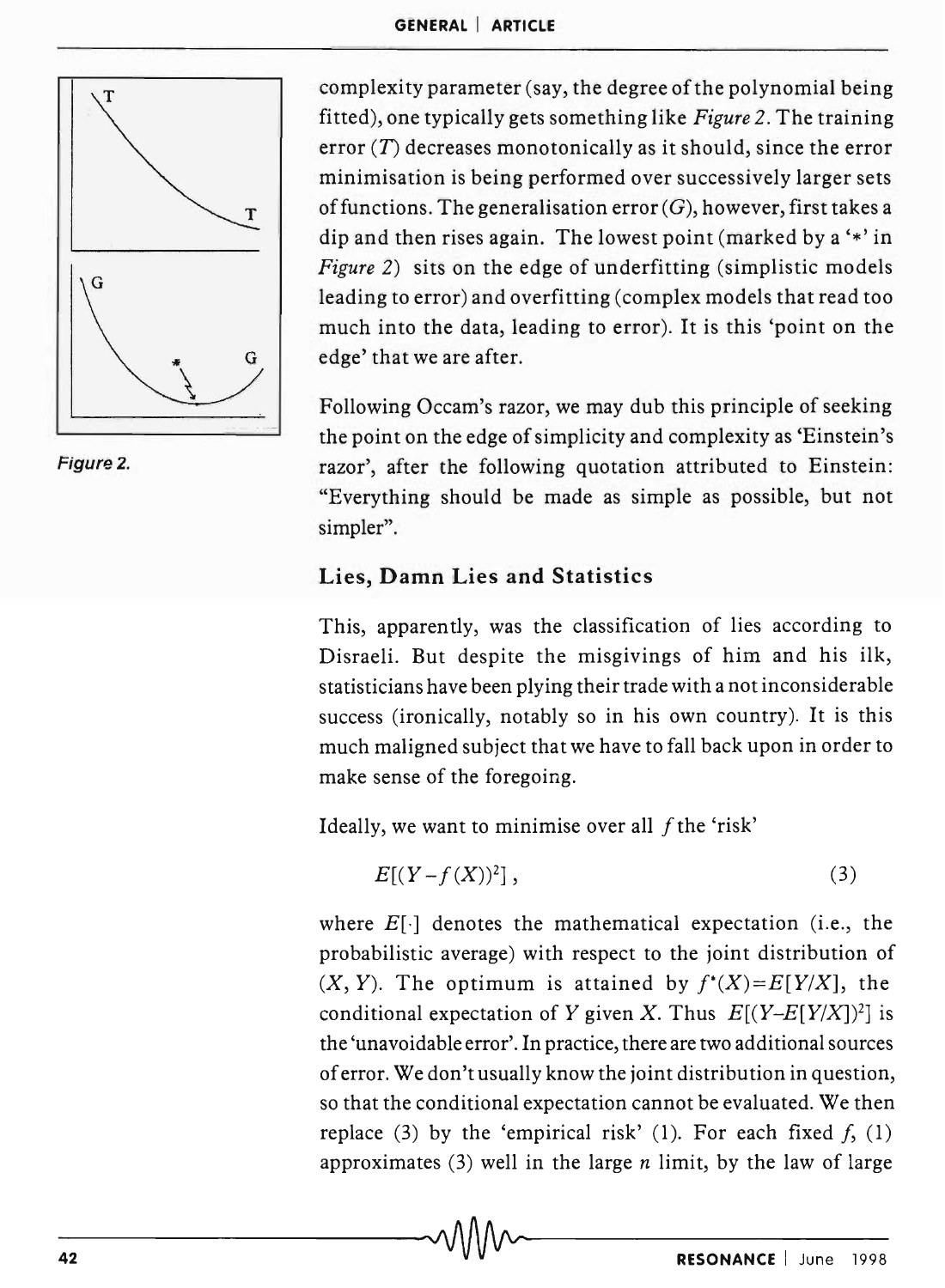T

T

G

*

G

Figure 2.

complexity parameter (say, the degree of the polynomial being fitted), one typically gets something like *Figure 2*. The training error ($T$) decreases monotonically as it should, since the error minimisation is being performed over successively larger sets of functions. The generalisation error ($G$), however, first takes a dip and then rises again. The lowest point (marked by a '*' in *Figure 2*) sits on the edge of underfitting (simplistic models leading to error) and overfitting (complex models that read too much into the data, leading to error). It is this 'point on the edge' that we are after.

Following Occam's razor, we may dub this principle of seeking the point on the edge of simplicity and complexity as 'Einstein's razor', after the following quotation attributed to Einstein: "Everything should be made as simple as possible, but not simpler".

## Lies, Damn Lies and Statistics

This, apparently, was the classification of lies according to Disraeli. But despite the misgivings of him and his ilk, statisticians have been plying their trade with a not inconsiderable success (ironically, notably so in his own country). It is this much maligned subject that we have to fall back upon in order to make sense of the foregoing.

Ideally, we want to minimise over all $f$ the 'risk'

$$E[(Y - f(X))^2], \tag{3}$$

where $E[\cdot]$ denotes the mathematical expectation (i.e., the probabilistic average) with respect to the joint distribution of $(X, Y)$. The optimum is attained by $f^*(X) = E[Y/X]$, the conditional expectation of $Y$ given $X$. Thus $E[(Y - E[Y/X])^2]$ is the 'unavoidable error'. In practice, there are two additional sources of error. We don't usually know the joint distribution in question, so that the conditional expectation cannot be evaluated. We then replace (3) by the 'empirical risk' (1). For each fixed $f$, (1) approximates (3) well in the large $n$ limit, by the law of large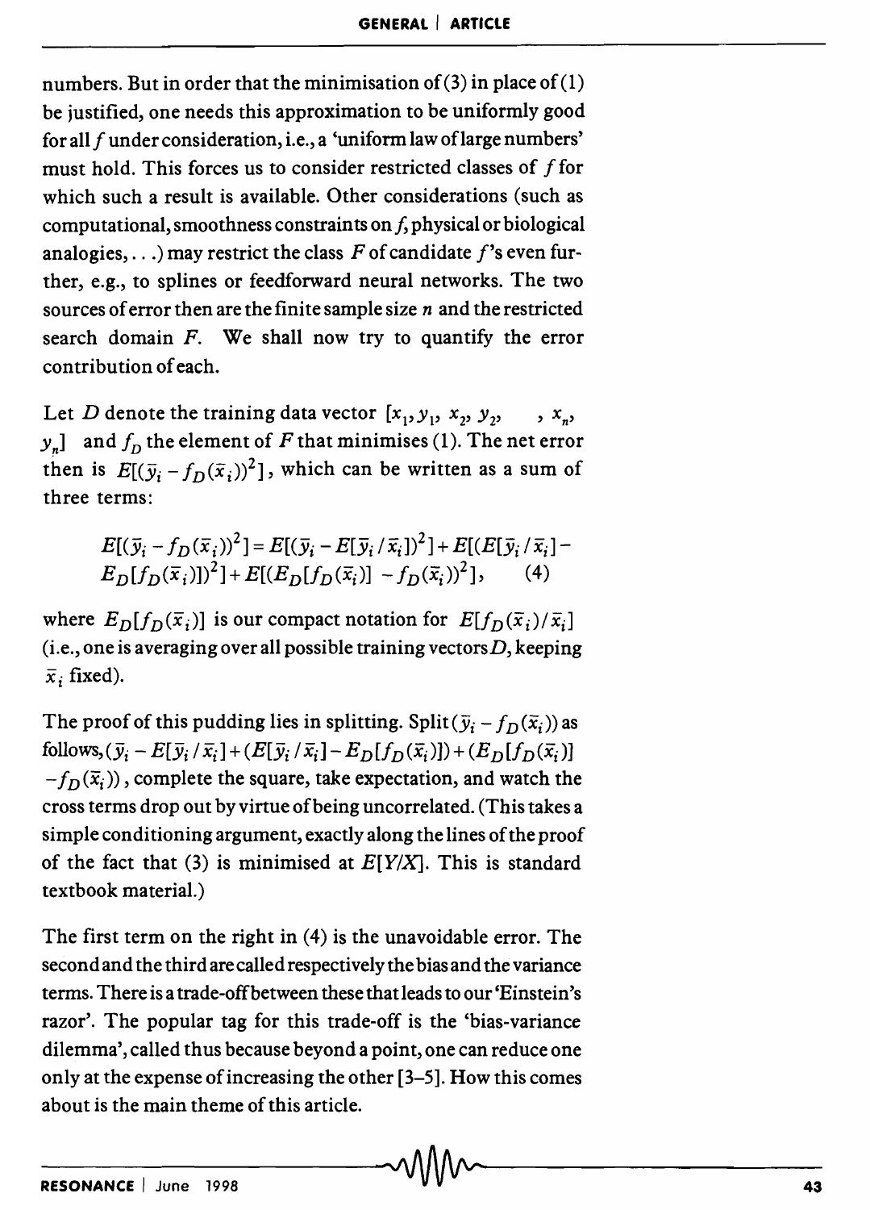numbers. But in order that the minimisation of (3) in place of (1) be justified, one needs this approximation to be uniformly good for all $f$ under consideration, i.e., a 'uniform law of large numbers' must hold. This forces us to consider restricted classes of $f$ for which such a result is available. Other considerations (such as computational, smoothness constraints on $f$, physical or biological analogies, ...) may restrict the class $F$ of candidate $f$'s even further, e.g., to splines or feedforward neural networks. The two sources of error then are the finite sample size $n$ and the restricted search domain $F$. We shall now try to quantify the error contribution of each.

Let $D$ denote the training data vector $[x_1, y_1, x_2, y_2, \quad , x_n, y_n]$ and $f_D$ the element of $F$ that minimises (1). The net error then is $E[(\bar{y}_i - f_D(\bar{x}_i))^2]$, which can be written as a sum of three terms:

$$E[(\bar{y}_i - f_D(\bar{x}_i))^2] = E[(\bar{y}_i - E[\bar{y}_i / \bar{x}_i])^2] + E[(E[\bar{y}_i / \bar{x}_i] - E_D[f_D(\bar{x}_i)])^2] + E[(E_D[f_D(\bar{x}_i)] - f_D(\bar{x}_i))^2], \qquad (4)$$

where $E_D[f_D(\bar{x}_i)]$ is our compact notation for $E[f_D(\bar{x}_i) / \bar{x}_i]$ (i.e., one is averaging over all possible training vectors $D$, keeping $\bar{x}_i$ fixed).

The proof of this pudding lies in splitting. Split $(\bar{y}_i - f_D(\bar{x}_i))$ as follows, $(\bar{y}_i - E[\bar{y}_i / \bar{x}_i] + (E[\bar{y}_i / \bar{x}_i] - E_D[f_D(\bar{x}_i)]) + (E_D[f_D(\bar{x}_i)] - f_D(\bar{x}_i))$, complete the square, take expectation, and watch the cross terms drop out by virtue of being uncorrelated. (This takes a simple conditioning argument, exactly along the lines of the proof of the fact that (3) is minimised at $E[Y/X]$. This is standard textbook material.)

The first term on the right in (4) is the unavoidable error. The second and the third are called respectively the bias and the variance terms. There is a trade-off between these that leads to our 'Einstein's razor'. The popular tag for this trade-off is the 'bias-variance dilemma', called thus because beyond a point, one can reduce one only at the expense of increasing the other [3–5]. How this comes about is the main theme of this article.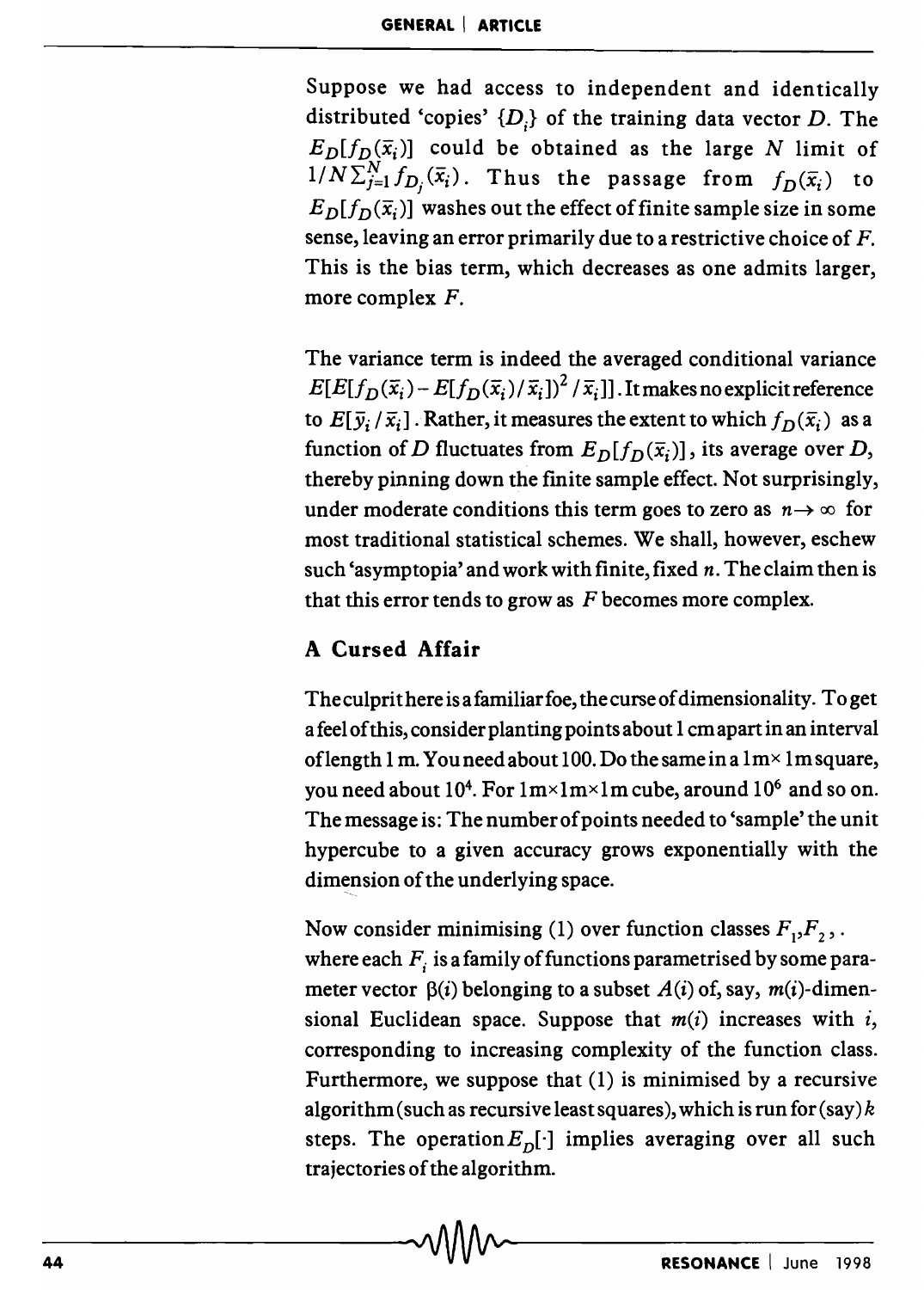Suppose we had access to independent and identically distributed 'copies' $\{D_i\}$ of the training data vector $D$. The $E_D[f_D(\bar{x}_i)]$ could be obtained as the large $N$ limit of $1/N\sum_{j=1}^{N} f_{D_j}(\bar{x}_i)$. Thus the passage from $f_D(\bar{x}_i)$ to $E_D[f_D(\bar{x}_i)]$ washes out the effect of finite sample size in some sense, leaving an error primarily due to a restrictive choice of $F$. This is the bias term, which decreases as one admits larger, more complex $F$.

The variance term is indeed the averaged conditional variance $E[E[f_D(\bar{x}_i) - E[f_D(\bar{x}_i)/\bar{x}_i])^2/\bar{x}_i]]$. It makes no explicit reference to $E[\bar{y}_i/\bar{x}_i]$. Rather, it measures the extent to which $f_D(\bar{x}_i)$ as a function of $D$ fluctuates from $E_D[f_D(\bar{x}_i)]$, its average over $D$, thereby pinning down the finite sample effect. Not surprisingly, under moderate conditions this term goes to zero as $n \to \infty$ for most traditional statistical schemes. We shall, however, eschew such 'asymptopia' and work with finite, fixed $n$. The claim then is that this error tends to grow as $F$ becomes more complex.

## A Cursed Affair

The culprit here is a familiar foe, the curse of dimensionality. To get a feel of this, consider planting points about 1 cm apart in an interval of length 1 m. You need about 100. Do the same in a 1m× 1m square, you need about $10^4$. For 1m×1m×1m cube, around $10^6$ and so on. The message is: The number of points needed to 'sample' the unit hypercube to a given accuracy grows exponentially with the dimension of the underlying space.

Now consider minimising (1) over function classes $F_1, F_2, .$ where each $F_i$ is a family of functions parametrised by some parameter vector $\beta(i)$ belonging to a subset $A(i)$ of, say, $m(i)$-dimensional Euclidean space. Suppose that $m(i)$ increases with $i$, corresponding to increasing complexity of the function class. Furthermore, we suppose that (1) is minimised by a recursive algorithm (such as recursive least squares), which is run for (say) $k$ steps. The operation $E_D[\cdot]$ implies averaging over all such trajectories of the algorithm.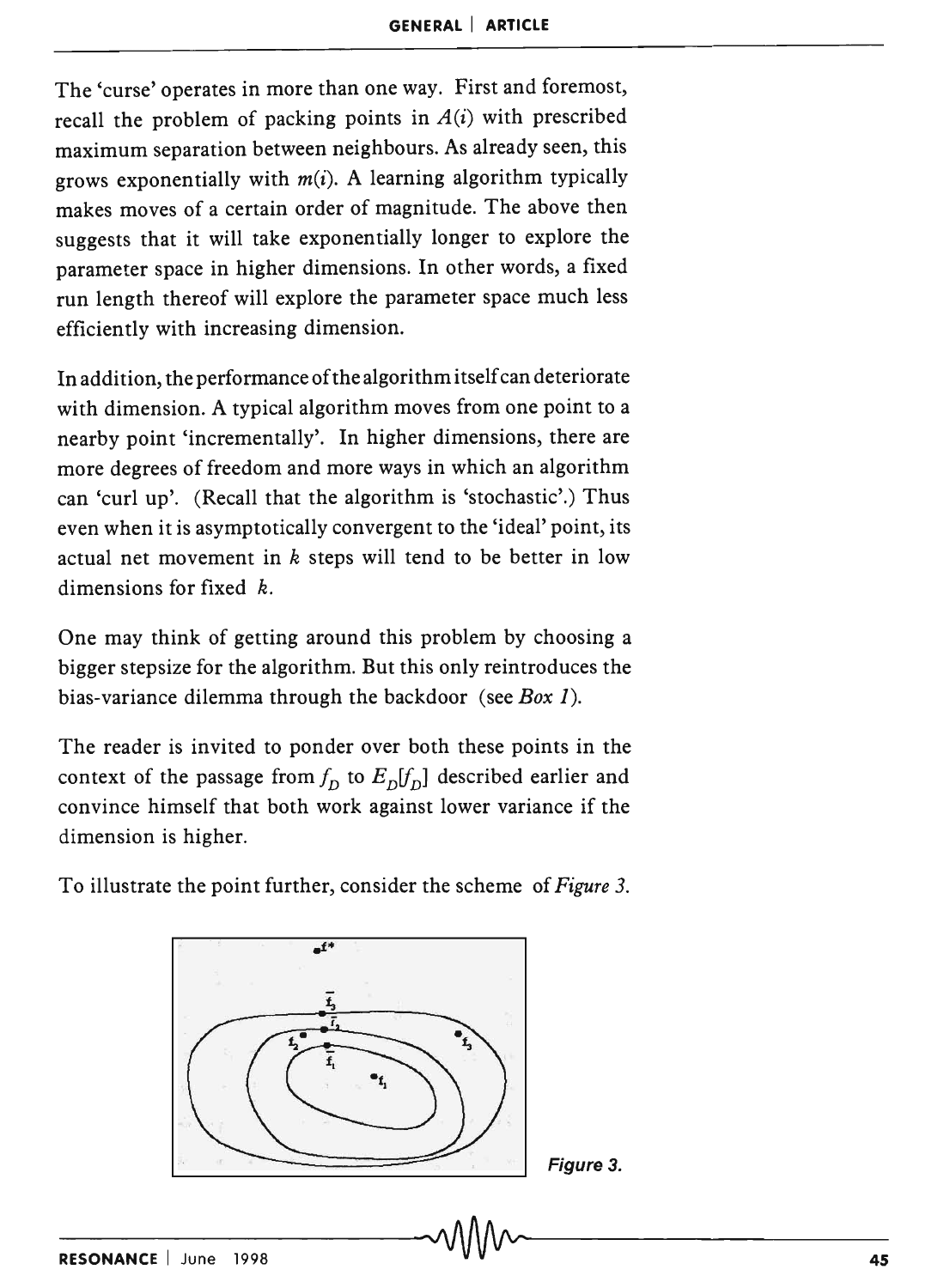The 'curse' operates in more than one way. First and foremost, recall the problem of packing points in $A(i)$ with prescribed maximum separation between neighbours. As already seen, this grows exponentially with $m(i)$. A learning algorithm typically makes moves of a certain order of magnitude. The above then suggests that it will take exponentially longer to explore the parameter space in higher dimensions. In other words, a fixed run length thereof will explore the parameter space much less efficiently with increasing dimension.

In addition, the performance of the algorithm itself can deteriorate with dimension. A typical algorithm moves from one point to a nearby point 'incrementally'. In higher dimensions, there are more degrees of freedom and more ways in which an algorithm can 'curl up'. (Recall that the algorithm is 'stochastic'.) Thus even when it is asymptotically convergent to the 'ideal' point, its actual net movement in $k$ steps will tend to be better in low dimensions for fixed $k$.

One may think of getting around this problem by choosing a bigger stepsize for the algorithm. But this only reintroduces the bias-variance dilemma through the backdoor (see *Box 1*).

The reader is invited to ponder over both these points in the context of the passage from $f_D$ to $E_D[f_D]$ described earlier and convince himself that both work against lower variance if the dimension is higher.

To illustrate the point further, consider the scheme of *Figure 3*.

$f^*$

$\bar{f}_3$

$\bar{f}_2$

$f_2$

$\bar{f}_1$

$f_3$

$f_1$

*Figure 3.*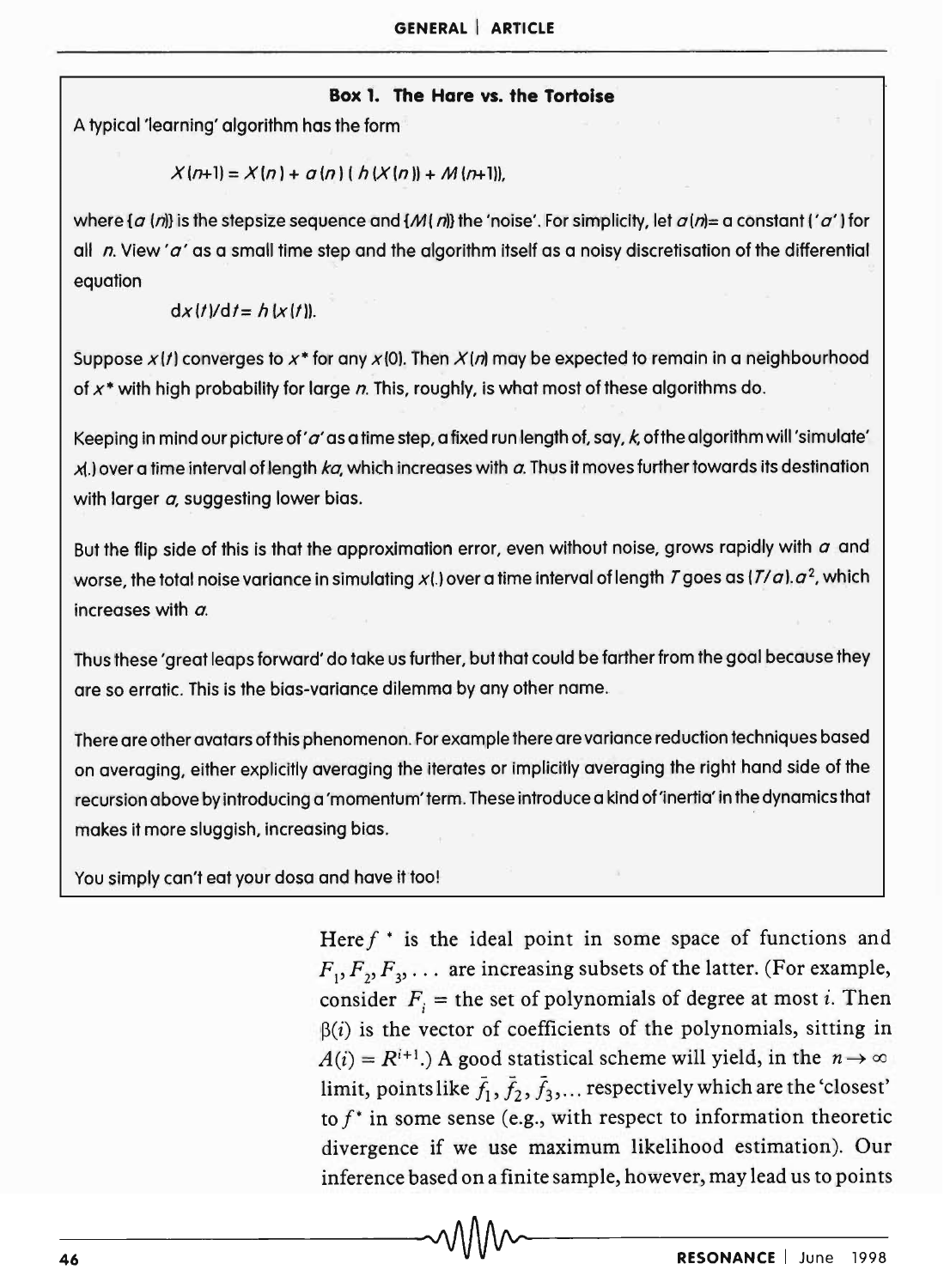**Box 1. The Hare vs. the Tortoise**

A typical 'learning' algorithm has the form

$$X(n+1) = X(n) + a(n)(h(X(n)) + M(n+1)),$$

where $\{a(n)\}$ is the stepsize sequence and $\{M(n)\}$ the 'noise'. For simplicity, let $a(n)$= a constant ('$a$') for all $n$. View '$a$' as a small time step and the algorithm itself as a noisy discretisation of the differential equation

$$dx(t)/dt = h(x(t)).$$

Suppose $x(t)$ converges to $x^*$ for any $x(0)$. Then $X(n)$ may be expected to remain in a neighbourhood of $x^*$ with high probability for large $n$. This, roughly, is what most of these algorithms do.

Keeping in mind our picture of '$a$' as a time step, a fixed run length of, say, $k$, of the algorithm will 'simulate' $x(.)$ over a time interval of length $ka$, which increases with $a$. Thus it moves further towards its destination with larger $a$, suggesting lower bias.

But the flip side of this is that the approximation error, even without noise, grows rapidly with $a$ and worse, the total noise variance in simulating $x(.)$ over a time interval of length $T$ goes as $(T/a).a^2$, which increases with $a$.

Thus these 'great leaps forward' do take us further, but that could be farther from the goal because they are so erratic. This is the bias-variance dilemma by any other name.

There are other avatars of this phenomenon. For example there are variance reduction techniques based on averaging, either explicitly averaging the iterates or implicitly averaging the right hand side of the recursion above by introducing a 'momentum' term. These introduce a kind of 'inertia' in the dynamics that makes it more sluggish, increasing bias.

You simply can't eat your dosa and have it too!

Here $f^*$ is the ideal point in some space of functions and $F_1, F_2, F_3, \ldots$ are increasing subsets of the latter. (For example, consider $F_i$ = the set of polynomials of degree at most $i$. Then $\beta(i)$ is the vector of coefficients of the polynomials, sitting in $A(i) = R^{i+1}$.) A good statistical scheme will yield, in the $n \to \infty$ limit, points like $\bar{f}_1, \bar{f}_2, \bar{f}_3, \ldots$ respectively which are the 'closest' to $f^*$ in some sense (e.g., with respect to information theoretic divergence if we use maximum likelihood estimation). Our inference based on a finite sample, however, may lead us to points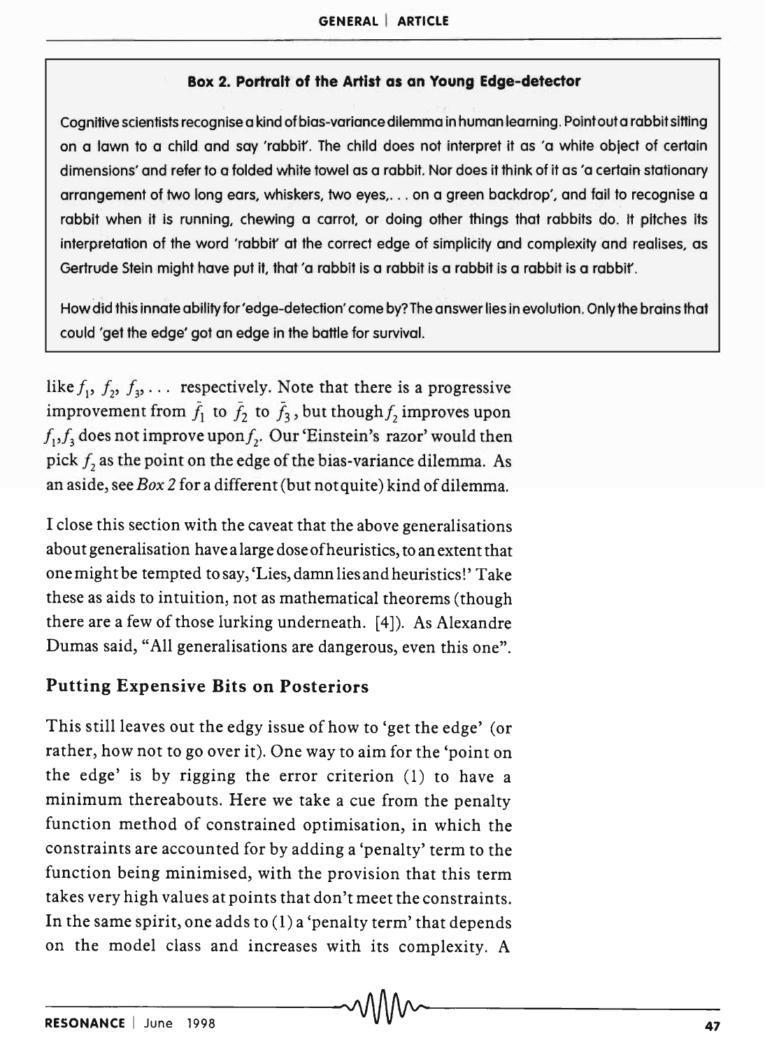**Box 2. Portrait of the Artist as an Young Edge-detector**

Cognitive scientists recognise a kind of bias-variance dilemma in human learning. Point out a rabbit sitting on a lawn to a child and say 'rabbit'. The child does not interpret it as 'a white object of certain dimensions' and refer to a folded white towel as a rabbit. Nor does it think of it as 'a certain stationary arrangement of two long ears, whiskers, two eyes,. . . on a green backdrop', and fail to recognise a rabbit when it is running, chewing a carrot, or doing other things that rabbits do. It pitches its interpretation of the word 'rabbit' at the correct edge of simplicity and complexity and realises, as Gertrude Stein might have put it, that 'a rabbit is a rabbit is a rabbit is a rabbit is a rabbit'.

How did this innate ability for 'edge-detection' come by? The answer lies in evolution. Only the brains that could 'get the edge' got an edge in the battle for survival.

like $f_1$, $f_2$, $f_3$, . . . respectively. Note that there is a progressive improvement from $\bar{f}_1$ to $\bar{f}_2$ to $\bar{f}_3$, but though $f_2$ improves upon $f_1$, $f_3$ does not improve upon $f_2$. Our 'Einstein's razor' would then pick $f_2$ as the point on the edge of the bias-variance dilemma. As an aside, see *Box 2* for a different (but not quite) kind of dilemma.

I close this section with the caveat that the above generalisations about generalisation have a large dose of heuristics, to an extent that one might be tempted to say, 'Lies, damn lies and heuristics!' Take these as aids to intuition, not as mathematical theorems (though there are a few of those lurking underneath. [4]). As Alexandre Dumas said, "All generalisations are dangerous, even this one".

## Putting Expensive Bits on Posteriors

This still leaves out the edgy issue of how to 'get the edge' (or rather, how not to go over it). One way to aim for the 'point on the edge' is by rigging the error criterion (1) to have a minimum thereabouts. Here we take a cue from the penalty function method of constrained optimisation, in which the constraints are accounted for by adding a 'penalty' term to the function being minimised, with the provision that this term takes very high values at points that don't meet the constraints. In the same spirit, one adds to (1) a 'penalty term' that depends on the model class and increases with its complexity. A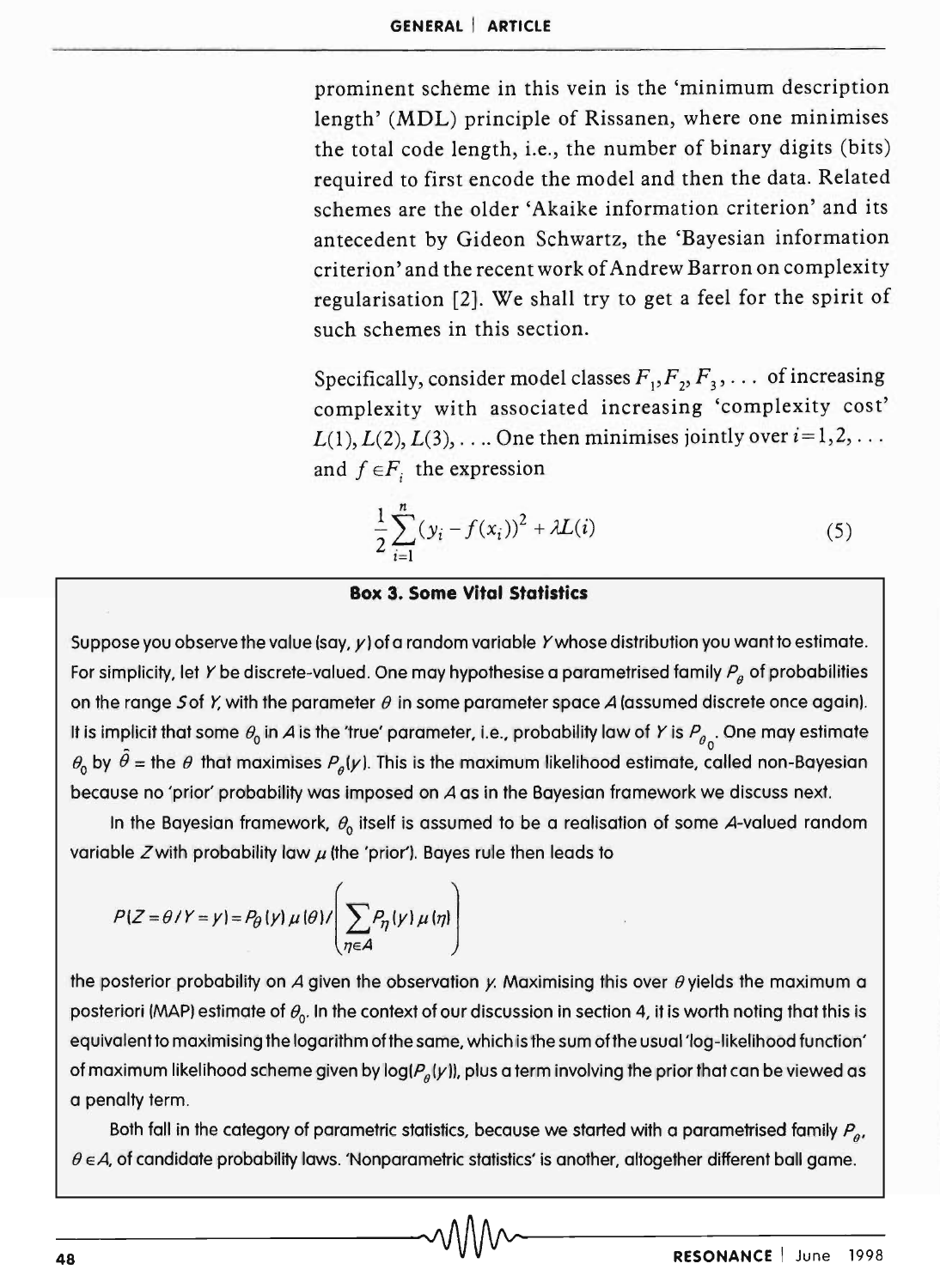prominent scheme in this vein is the 'minimum description length' (MDL) principle of Rissanen, where one minimises the total code length, i.e., the number of binary digits (bits) required to first encode the model and then the data. Related schemes are the older 'Akaike information criterion' and its antecedent by Gideon Schwartz, the 'Bayesian information criterion' and the recent work of Andrew Barron on complexity regularisation [2]. We shall try to get a feel for the spirit of such schemes in this section.

Specifically, consider model classes $F_1, F_2, F_3, \ldots$ of increasing complexity with associated increasing 'complexity cost' $L(1), L(2), L(3), \ldots$. One then minimises jointly over $i = 1, 2, \ldots$ and $f \in F_i$ the expression

$$\frac{1}{2}\sum_{i=1}^{n}(y_i - f(x_i))^2 + \lambda L(i) \tag{5}$$

**Box 3. Some Vital Statistics**

Suppose you observe the value (say, $y$) of a random variable $Y$ whose distribution you want to estimate. For simplicity, let $Y$ be discrete-valued. One may hypothesise a parametrised family $P_\theta$ of probabilities on the range $S$ of $Y$, with the parameter $\theta$ in some parameter space $A$ (assumed discrete once again). It is implicit that some $\theta_0$ in $A$ is the 'true' parameter, i.e., probability law of $Y$ is $P_{\theta_0}$. One may estimate $\theta_0$ by $\hat{\theta}$ = the $\theta$ that maximises $P_\theta(y)$. This is the maximum likelihood estimate, called non-Bayesian because no 'prior' probability was imposed on $A$ as in the Bayesian framework we discuss next.

In the Bayesian framework, $\theta_0$ itself is assumed to be a realisation of some $A$-valued random variable $Z$ with probability law $\mu$ (the 'prior'). Bayes rule then leads to

$$P(Z = \theta / Y = y) = P_\theta(y)\,\mu(\theta) / \left(\sum_{\eta \in A} P_\eta(y)\,\mu(\eta)\right)$$

the posterior probability on $A$ given the observation $y$. Maximising this over $\theta$ yields the maximum a posteriori (MAP) estimate of $\theta_0$. In the context of our discussion in section 4, it is worth noting that this is equivalent to maximising the logarithm of the same, which is the sum of the usual 'log-likelihood function' of maximum likelihood scheme given by $\log(P_\theta(y))$, plus a term involving the prior that can be viewed as a penalty term.

Both fall in the category of parametric statistics, because we started with a parametrised family $P_\theta$, $\theta \in A$, of candidate probability laws. 'Nonparametric statistics' is another, altogether different ball game.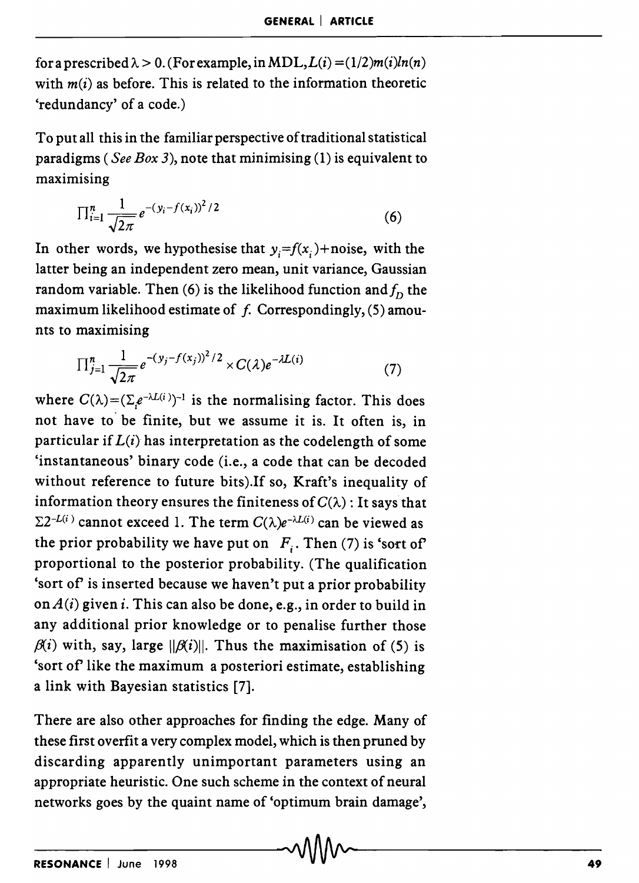for a prescribed $\lambda > 0$. (For example, in MDL, $L(i) = (1/2)m(i)ln(n)$ with $m(i)$ as before. This is related to the information theoretic 'redundancy' of a code.)

To put all this in the familiar perspective of traditional statistical paradigms ( *See Box 3*), note that minimising (1) is equivalent to maximising

$$\prod_{i=1}^{n} \frac{1}{\sqrt{2\pi}} e^{-(y_i - f(x_i))^2/2} \tag{6}$$

In other words, we hypothesise that $y_i = f(x_i) + \text{noise}$, with the latter being an independent zero mean, unit variance, Gaussian random variable. Then (6) is the likelihood function and $f_D$ the maximum likelihood estimate of $f$. Correspondingly, (5) amounts to maximising

$$\prod_{j=1}^{n} \frac{1}{\sqrt{2\pi}} e^{-(y_j - f(x_j))^2/2} \times C(\lambda) e^{-\lambda L(i)} \tag{7}$$

where $C(\lambda) = (\Sigma_i e^{-\lambda L(i)})^{-1}$ is the normalising factor. This does not have to be finite, but we assume it is. It often is, in particular if $L(i)$ has interpretation as the codelength of some 'instantaneous' binary code (i.e., a code that can be decoded without reference to future bits).If so, Kraft's inequality of information theory ensures the finiteness of $C(\lambda)$ : It says that $\Sigma 2^{-L(i)}$ cannot exceed 1. The term $C(\lambda)e^{-\lambda L(i)}$ can be viewed as the prior probability we have put on $F_i$. Then (7) is 'sort of' proportional to the posterior probability. (The qualification 'sort of' is inserted because we haven't put a prior probability on $A(i)$ given $i$. This can also be done, e.g., in order to build in any additional prior knowledge or to penalise further those $\beta(i)$ with, say, large $||\beta(i)||$. Thus the maximisation of (5) is 'sort of' like the maximum a posteriori estimate, establishing a link with Bayesian statistics [7].

There are also other approaches for finding the edge. Many of these first overfit a very complex model, which is then pruned by discarding apparently unimportant parameters using an appropriate heuristic. One such scheme in the context of neural networks goes by the quaint name of 'optimum brain damage',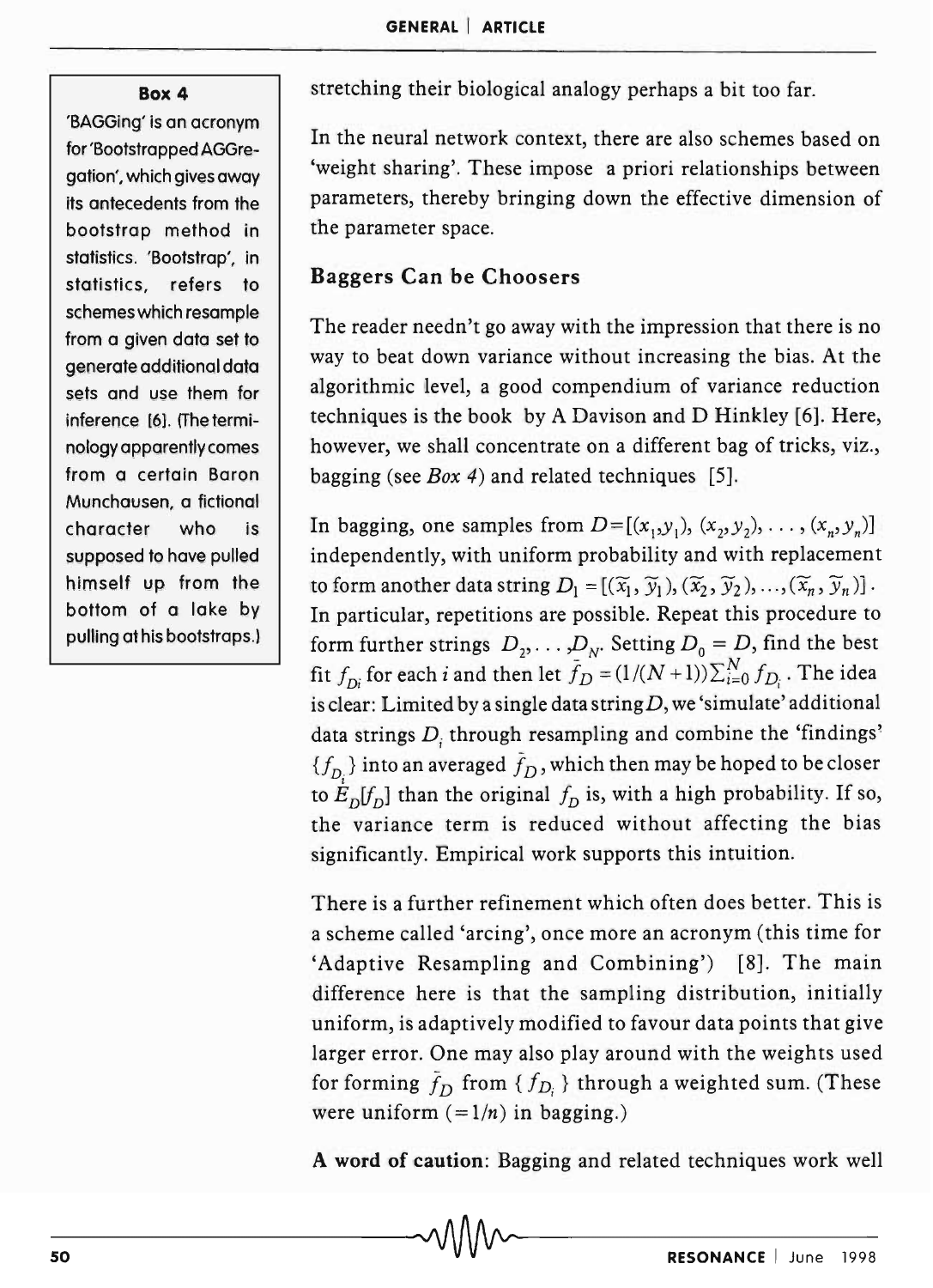**Box 4**

'BAGGing' is an acronym for 'Bootstrapped AGGregation', which gives away its antecedents from the bootstrap method in statistics. 'Bootstrap', in statistics, refers to schemes which resample from a given data set to generate additional data sets and use them for inference [6]. (The terminology apparently comes from a certain Baron Munchausen, a fictional character who is supposed to have pulled himself up from the bottom of a lake by pulling at his bootstraps.)

stretching their biological analogy perhaps a bit too far.

In the neural network context, there are also schemes based on 'weight sharing'. These impose a priori relationships between parameters, thereby bringing down the effective dimension of the parameter space.

## Baggers Can be Choosers

The reader needn't go away with the impression that there is no way to beat down variance without increasing the bias. At the algorithmic level, a good compendium of variance reduction techniques is the book by A Davison and D Hinkley [6]. Here, however, we shall concentrate on a different bag of tricks, viz., bagging (see *Box 4*) and related techniques [5].

In bagging, one samples from $D=[(x_1,y_1), (x_2,y_2), \ldots, (x_n,y_n)]$ independently, with uniform probability and with replacement to form another data string $D_1 = [(\tilde{x}_1, \tilde{y}_1), (\tilde{x}_2, \tilde{y}_2), \ldots, (\tilde{x}_n, \tilde{y}_n)]$. In particular, repetitions are possible. Repeat this procedure to form further strings $D_2, \ldots, D_N$. Setting $D_0 = D$, find the best fit $f_{D_i}$ for each $i$ and then let $\bar{f}_D = (1/(N+1))\sum_{i=0}^{N} f_{D_i}$. The idea is clear: Limited by a single data string $D$, we 'simulate' additional data strings $D_i$ through resampling and combine the 'findings' $\{f_{D_i}\}$ into an averaged $\bar{f}_D$, which then may be hoped to be closer to $E_D[f_D]$ than the original $f_D$ is, with a high probability. If so, the variance term is reduced without affecting the bias significantly. Empirical work supports this intuition.

There is a further refinement which often does better. This is a scheme called 'arcing', once more an acronym (this time for 'Adaptive Resampling and Combining') [8]. The main difference here is that the sampling distribution, initially uniform, is adaptively modified to favour data points that give larger error. One may also play around with the weights used for forming $\bar{f}_D$ from $\{f_{D_i}\}$ through a weighted sum. (These were uniform $(=1/n)$ in bagging.)

**A word of caution**: Bagging and related techniques work well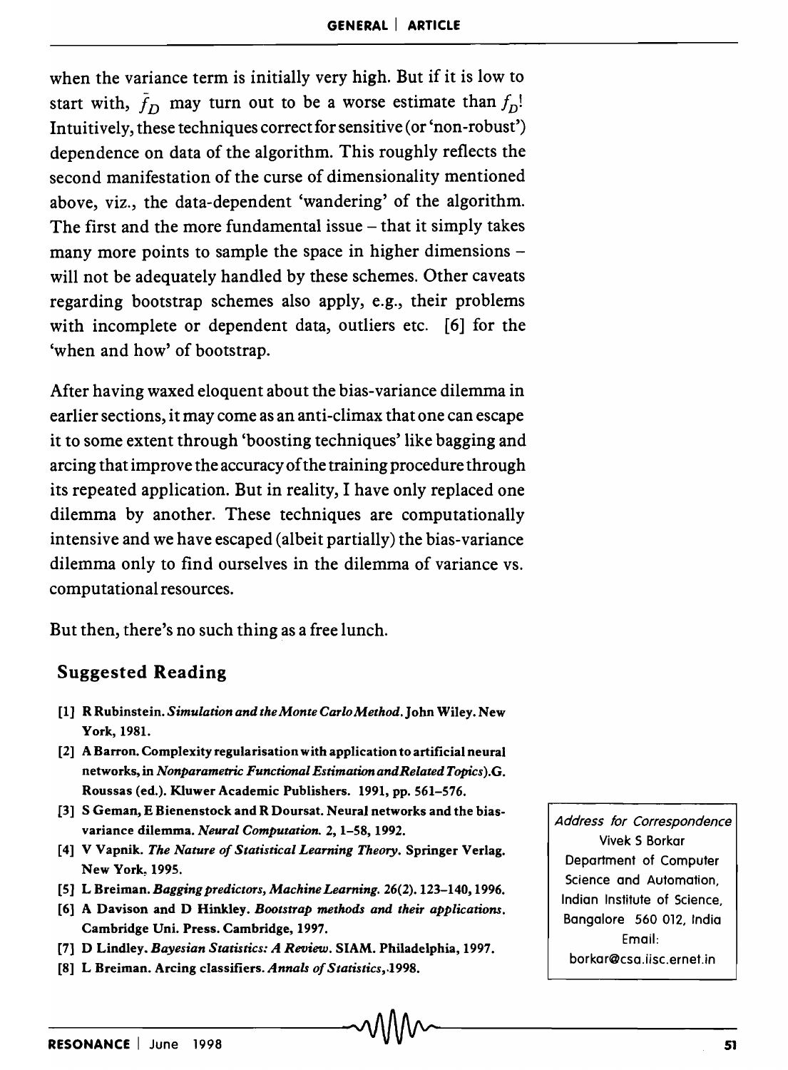when the variance term is initially very high. But if it is low to start with, $\bar{f}_D$ may turn out to be a worse estimate than $f_D$! Intuitively, these techniques correct for sensitive (or 'non-robust') dependence on data of the algorithm. This roughly reflects the second manifestation of the curse of dimensionality mentioned above, viz., the data-dependent 'wandering' of the algorithm. The first and the more fundamental issue – that it simply takes many more points to sample the space in higher dimensions – will not be adequately handled by these schemes. Other caveats regarding bootstrap schemes also apply, e.g., their problems with incomplete or dependent data, outliers etc. [6] for the 'when and how' of bootstrap.

After having waxed eloquent about the bias-variance dilemma in earlier sections, it may come as an anti-climax that one can escape it to some extent through 'boosting techniques' like bagging and arcing that improve the accuracy of the training procedure through its repeated application. But in reality, I have only replaced one dilemma by another. These techniques are computationally intensive and we have escaped (albeit partially) the bias-variance dilemma only to find ourselves in the dilemma of variance vs. computational resources.

But then, there's no such thing as a free lunch.

## Suggested Reading

[1] R Rubinstein. *Simulation and the Monte Carlo Method.* John Wiley. New York, 1981.

[2] A Barron. Complexity regularisation with application to artificial neural networks, in *Nonparametric Functional Estimation and Related Topics*). G. Roussas (ed.). Kluwer Academic Publishers. 1991, pp. 561–576.

[3] S Geman, E Bienenstock and R Doursat. Neural networks and the bias-variance dilemma. *Neural Computation.* 2, 1–58, 1992.

[4] V Vapnik. *The Nature of Statistical Learning Theory.* Springer Verlag. New York, 1995.

[5] L Breiman. *Bagging predictors, Machine Learning.* 26(2). 123–140, 1996.

[6] A Davison and D Hinkley. *Bootstrap methods and their applications.* Cambridge Uni. Press. Cambridge, 1997.

[7] D Lindley. *Bayesian Statistics: A Review.* SIAM. Philadelphia, 1997.

[8] L Breiman. Arcing classifiers. *Annals of Statistics*, 1998.

*Address for Correspondence*
Vivek S Borkar
Department of Computer Science and Automation,
Indian Institute of Science,
Bangalore 560 012, India
Email:
borkar@csa.iisc.ernet.in